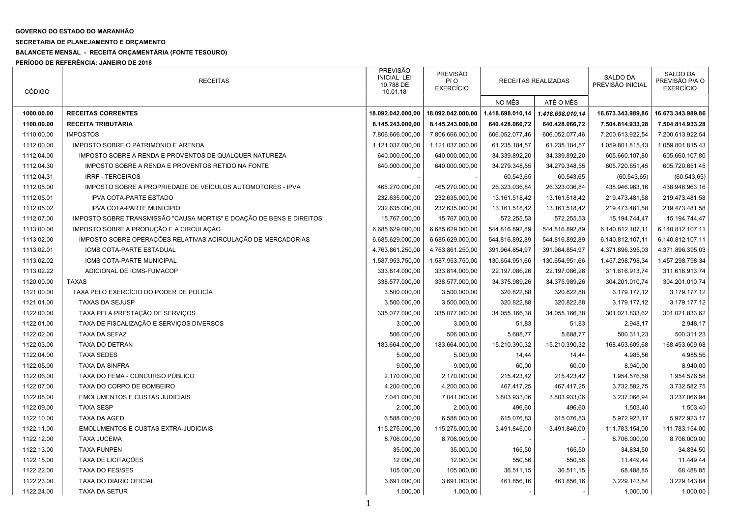**GOVERNO DO ESTADO DO MARANHÃO**

**SECRETARIA DE PLANEJAMENTO E ORÇAMENTO**

**BALANCETE MENSAL - RECEITA ORÇAMENTÁRIA (FONTE TESOURO)**

**PERÍODO DE REFERÊNCIA: JANEIRO DE 2018**

| CÓDIGO | RECEITAS | PREVISÃO INICIAL LEI 10.788 DE 10.01.18 | PREVISÃO P/ O EXERCÍCIO | RECEITAS REALIZADAS | | SALDO DA PREVISÃO INICIAL | SALDO DA PREVISÃO P/A O EXERCÍCIO |
|---|---|---|---|---|---|---|---|
| | | | | NO MÊS | ATÉ O MÊS | | |
| **1000.00.00** | **RECEITAS CORRENTES** | **18.092.042.000,00** | **18.092.042.000,00** | **1.418.698.010,14** | ***1.418.698.010,14*** | **16.673.343.989,86** | **16.673.343.989,86** |
| **1100.00.00** | **RECEITA TRIBUTÁRIA** | **8.145.243.000,00** | **8.145.243.000,00** | **640.428.066,72** | **640.428.066,72** | **7.504.814.933,28** | **7.504.814.933,28** |
| 1110.00.00 | IMPOSTOS | 7.806.666.000,00 | 7.806.666.000,00 | 606.052.077,46 | 606.052.077,46 | 7.200.613.922,54 | 7.200.613.922,54 |
| 1112.00.00 | IMPOSTO SOBRE O PATRIMONIO E ARENDA | 1.121.037.000,00 | 1.121.037.000,00 | 61.235.184,57 | 61.235.184,57 | 1.059.801.815,43 | 1.059.801.815,43 |
| 1112.04.00 | IMPOSTO SOBRE A RENDA E PROVENTOS DE QUALQUER NATUREZA | 640.000.000,00 | 640.000.000,00 | 34.339.892,20 | 34.339.892,20 | 605.660.107,80 | 605.660.107,80 |
| 1112.04.30 | IMPOSTO SOBRE A RENDA E PROVENTOS RETIDO NA FONTE | 640.000.000,00 | 640.000.000,00 | 34.279.348,55 | 34.279.348,55 | 605.720.651,45 | 605.720.651,45 |
| 1112.04.31 | IRRF - TERCEIROS | - | - | 60.543,65 | 60.543,65 | (60.543,65) | (60.543,65) |
| 1112.05.00 | IMPOSTO SOBRE A PROPRIEDADE DE VEÍCULOS AUTOMOTORES - IPVA | 465.270.000,00 | 465.270.000,00 | 26.323.036,84 | 26.323.036,84 | 438.946.963,16 | 438.946.963,16 |
| 1112.05.01 | IPVA COTA-PARTE ESTADO | 232.635.000,00 | 232.635.000,00 | 13.161.518,42 | 13.161.518,42 | 219.473.481,58 | 219.473.481,58 |
| 1112.05.02 | IPVA COTA-PARTE MUNICÍPIO | 232.635.000,00 | 232.635.000,00 | 13.161.518,42 | 13.161.518,42 | 219.473.481,58 | 219.473.481,58 |
| 1112.07.00 | IMPOSTO SOBRE TRANSMISSÃO "CAUSA MORTIS" E DOAÇÃO DE BENS E DIREITOS | 15.767.000,00 | 15.767.000,00 | 572.255,53 | 572.255,53 | 15.194.744,47 | 15.194.744,47 |
| 1113.00.00 | IMPOSTO SOBRE A PRODUÇÃO E A CIRCULAÇÃO | 6.685.629.000,00 | 6.685.629.000,00 | 544.816.892,89 | 544.816.892,89 | 6.140.812.107,11 | 6.140.812.107,11 |
| 1113.02.00 | IMPOSTO SOBRE OPERAÇÕES RELATIVAS ACIRCULAÇÃO DE MERCADORIAS | 6.685.629.000,00 | 6.685.629.000,00 | 544.816.892,89 | 544.816.892,89 | 6.140.812.107,11 | 6.140.812.107,11 |
| 1113.02.01 | ICMS COTA-PARTE ESTADUAL | 4.763.861.250,00 | 4.763.861.250,00 | 391.964.854,97 | 391.964.854,97 | 4.371.896.395,03 | 4.371.896.395,03 |
| 1113.02.02 | ICMS COTA-PARTE MUNICIPAL | 1.587.953.750,00 | 1.587.953.750,00 | 130.654.951,66 | 130.654.951,66 | 1.457.298.798,34 | 1.457.298.798,34 |
| 1113.02.22 | ADICIONAL DE ICMS-FUMACOP | 333.814.000,00 | 333.814.000,00 | 22.197.086,26 | 22.197.086,26 | 311.616.913,74 | 311.616.913,74 |
| 1120.00.00 | TAXAS | 338.577.000,00 | 338.577.000,00 | 34.375.989,26 | 34.375.989,26 | 304.201.010,74 | 304.201.010,74 |
| 1121.00.00 | TAXA PELO EXERCÍCIO DO PODER DE POLICÍA | 3.500.000,00 | 3.500.000,00 | 320.822,88 | 320.822,88 | 3.179.177,12 | 3.179.177,12 |
| 1121.01.00 | TAXAS DA SEJUSP | 3.500.000,00 | 3.500.000,00 | 320.822,88 | 320.822,88 | 3.179.177,12 | 3.179.177,12 |
| 1122.00.00 | TAXA PELA PRESTAÇÃO DE SERVIÇOS | 335.077.000,00 | 335.077.000,00 | 34.055.166,38 | 34.055.166,38 | 301.021.833,62 | 301.021.833,62 |
| 1122.01.00 | TAXA DE FISCALIZAÇÃO E SERVIÇOS DIVERSOS | 3.000,00 | 3.000,00 | 51,83 | 51,83 | 2.948,17 | 2.948,17 |
| 1122.02.00 | TAXA DA SEFAZ | 506.000,00 | 506.000,00 | 5.688,77 | 5.688,77 | 500.311,23 | 500.311,23 |
| 1122.03.00 | TAXA DO DETRAN | 183.664.000,00 | 183.664.000,00 | 15.210.390,32 | 15.210.390,32 | 168.453.609,68 | 168.453.609,68 |
| 1122.04.00 | TAXA SEDES | 5.000,00 | 5.000,00 | 14,44 | 14,44 | 4.985,56 | 4.985,56 |
| 1122.05.00 | TAXA DA SINFRA | 9.000,00 | 9.000,00 | 60,00 | 60,00 | 8.940,00 | 8.940,00 |
| 1122.06.00 | TAXA DO FEMA - CONCURSO PÚBLICO | 2.170.000,00 | 2.170.000,00 | 215.423,42 | 215.423,42 | 1.954.576,58 | 1.954.576,58 |
| 1122.07.00 | TAXA DO CORPO DE BOMBEIRO | 4.200.000,00 | 4.200.000,00 | 467.417,25 | 467.417,25 | 3.732.582,75 | 3.732.582,75 |
| 1122.08.00 | EMOLUMENTOS E CUSTAS JUDICIAIS | 7.041.000,00 | 7.041.000,00 | 3.803.933,06 | 3.803.933,06 | 3.237.066,94 | 3.237.066,94 |
| 1122.09.00 | TAXA SESP | 2.000,00 | 2.000,00 | 496,60 | 496,60 | 1.503,40 | 1.503,40 |
| 1122.10.00 | TAXA DA AGED | 6.588.000,00 | 6.588.000,00 | 615.076,83 | 615.076,83 | 5.972.923,17 | 5.972.923,17 |
| 1122.11.00 | EMOLUMENTOS E CUSTAS EXTRA-JUDICIAIS | 115.275.000,00 | 115.275.000,00 | 3.491.846,00 | 3.491.846,00 | 111.783.154,00 | 111.783.154,00 |
| 1122.12.00 | TAXA JUCEMA | 8.706.000,00 | 8.706.000,00 | - | - | 8.706.000,00 | 8.706.000,00 |
| 1122.13.00 | TAXA FUNPEN | 35.000,00 | 35.000,00 | 165,50 | 165,50 | 34.834,50 | 34.834,50 |
| 1122.15.00 | TAXA DE LICITAÇÕES | 12.000,00 | 12.000,00 | 550,56 | 550,56 | 11.449,44 | 11.449,44 |
| 1122.22.00 | TAXA DO FES/SES | 105.000,00 | 105.000,00 | 36.511,15 | 36.511,15 | 68.488,85 | 68.488,85 |
| 1122.23.00 | TAXA DO DIÁRIO OFICIAL | 3.691.000,00 | 3.691.000,00 | 461.856,16 | 461.856,16 | 3.229.143,84 | 3.229.143,84 |
| 1122.24.00 | TAXA DA SETUR | 1.000,00 | 1.000,00 | - | - | 1.000,00 | 1.000,00 |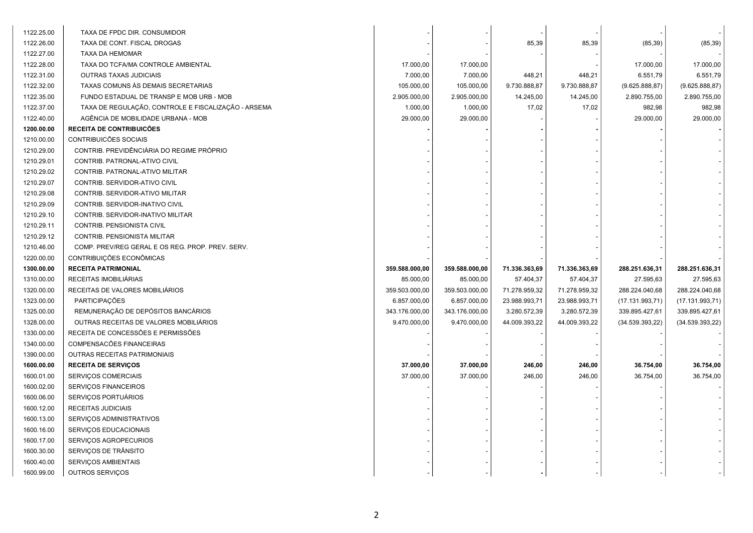| | | | | | | | |
|---|---|---|---|---|---|---|---|
| 1122.25.00 | TAXA DE FPDC DIR. CONSUMIDOR | - | - | - | - | - | - |
| 1122.26.00 | TAXA DE CONT. FISCAL DROGAS | - | - | 85,39 | 85,39 | (85,39) | (85,39) |
| 1122.27.00 | TAXA DA HEMOMAR | - | - | - | - | - | - |
| 1122.28.00 | TAXA DO TCFA/MA CONTROLE AMBIENTAL | 17.000,00 | 17.000,00 | | - | 17.000,00 | 17.000,00 |
| 1122.31.00 | OUTRAS TAXAS JUDICIAIS | 7.000,00 | 7.000,00 | 448,21 | 448,21 | 6.551,79 | 6.551,79 |
| 1122.32.00 | TAXAS COMUNS ÀS DEMAIS SECRETARIAS | 105.000,00 | 105.000,00 | 9.730.888,87 | 9.730.888,87 | (9.625.888,87) | (9.625.888,87) |
| 1122.35.00 | FUNDO ESTADUAL DE TRANSP E MOB URB - MOB | 2.905.000,00 | 2.905.000,00 | 14.245,00 | 14.245,00 | 2.890.755,00 | 2.890.755,00 |
| 1122.37.00 | TAXA DE REGULAÇÃO, CONTROLE E FISCALIZAÇÃO - ARSEMA | 1.000,00 | 1.000,00 | 17,02 | 17,02 | 982,98 | 982,98 |
| 1122.40.00 | AGÊNCIA DE MOBILIDADE URBANA - MOB | 29.000,00 | 29.000,00 | - | - | 29.000,00 | 29.000,00 |
| **1200.00.00** | **RECEITA DE CONTRIBUICÕES** | **-** | **-** | **-** | **-** | **-** | **-** |
| 1210.00.00 | CONTRIBUICÕES SOCIAIS | - | - | - | - | - | - |
| 1210.29.00 | CONTRIB. PREVIDÊNCIÁRIA DO REGIME PRÓPRIO | - | - | - | - | - | - |
| 1210.29.01 | CONTRIB. PATRONAL-ATIVO CIVIL | - | - | - | - | - | - |
| 1210.29.02 | CONTRIB. PATRONAL-ATIVO MILITAR | - | - | - | - | - | - |
| 1210.29.07 | CONTRIB. SERVIDOR-ATIVO CIVIL | - | - | - | - | - | - |
| 1210.29.08 | CONTRIB. SERVIDOR-ATIVO MILITAR | - | - | - | - | - | - |
| 1210.29.09 | CONTRIB. SERVIDOR-INATIVO CIVIL | - | - | - | - | - | - |
| 1210.29.10 | CONTRIB. SERVIDOR-INATIVO MILITAR | - | - | - | - | - | - |
| 1210.29.11 | CONTRIB. PENSIONISTA CIVIL | - | - | - | - | - | - |
| 1210.29.12 | CONTRIB. PENSIONISTA MILITAR | - | - | - | - | - | - |
| 1210.46.00 | COMP. PREV/REG GERAL E OS REG. PROP. PREV. SERV. | - | - | - | - | - | - |
| 1220.00.00 | CONTRIBUIÇÕES ECONÔMICAS | - | - | - | - | - | - |
| **1300.00.00** | **RECEITA PATRIMONIAL** | **359.588.000,00** | **359.588.000,00** | **71.336.363,69** | **71.336.363,69** | **288.251.636,31** | **288.251.636,31** |
| 1310.00.00 | RECEITAS IMOBILIÁRIAS | 85.000,00 | 85.000,00 | 57.404,37 | 57.404,37 | 27.595,63 | 27.595,63 |
| 1320.00.00 | RECEITAS DE VALORES MOBILIÁRIOS | 359.503.000,00 | 359.503.000,00 | 71.278.959,32 | 71.278.959,32 | 288.224.040,68 | 288.224.040,68 |
| 1323.00.00 | PARTICIPAÇÕES | 6.857.000,00 | 6.857.000,00 | 23.988.993,71 | 23.988.993,71 | (17.131.993,71) | (17.131.993,71) |
| 1325.00.00 | REMUNERAÇÃO DE DEPÓSITOS BANCÁRIOS | 343.176.000,00 | 343.176.000,00 | 3.280.572,39 | 3.280.572,39 | 339.895.427,61 | 339.895.427,61 |
| 1328.00.00 | OUTRAS RECEITAS DE VALORES MOBILIÁRIOS | 9.470.000,00 | 9.470.000,00 | 44.009.393,22 | 44.009.393,22 | (34.539.393,22) | (34.539.393,22) |
| 1330.00.00 | RECEITA DE CONCESSÕES E PERMISSÕES | - | - | - | - | - | - |
| 1340.00.00 | COMPENSACÕES FINANCEIRAS | - | - | - | - | - | - |
| 1390.00.00 | OUTRAS RECEITAS PATRIMONIAIS | - | - | - | - | - | - |
| **1600.00.00** | **RECEITA DE SERVIÇOS** | **37.000,00** | **37.000,00** | **246,00** | **246,00** | **36.754,00** | **36.754,00** |
| 1600.01.00 | SERVIÇOS COMERCIAIS | 37.000,00 | 37.000,00 | 246,00 | 246,00 | 36.754,00 | 36.754,00 |
| 1600.02.00 | SERVIÇOS FINANCEIROS | - | - | - | - | - | - |
| 1600.06.00 | SERVIÇOS PORTUÁRIOS | - | - | - | - | - | - |
| 1600.12.00 | RECEITAS JUDICIAIS | - | - | - | - | - | - |
| 1600.13.00 | SERVIÇOS ADMINISTRATIVOS | - | - | - | - | - | - |
| 1600.16.00 | SERVIÇOS EDUCACIONAIS | - | - | - | - | - | - |
| 1600.17.00 | SERVIÇOS AGROPECURIOS | - | - | - | - | - | - |
| 1600.30.00 | SERVIÇOS DE TRÂNSITO | - | - | - | - | - | - |
| 1600.40.00 | SERVIÇOS AMBIENTAIS | - | - | - | - | - | - |
| 1600.99.00 | OUTROS SERVIÇOS | - | - | - | - | - | - |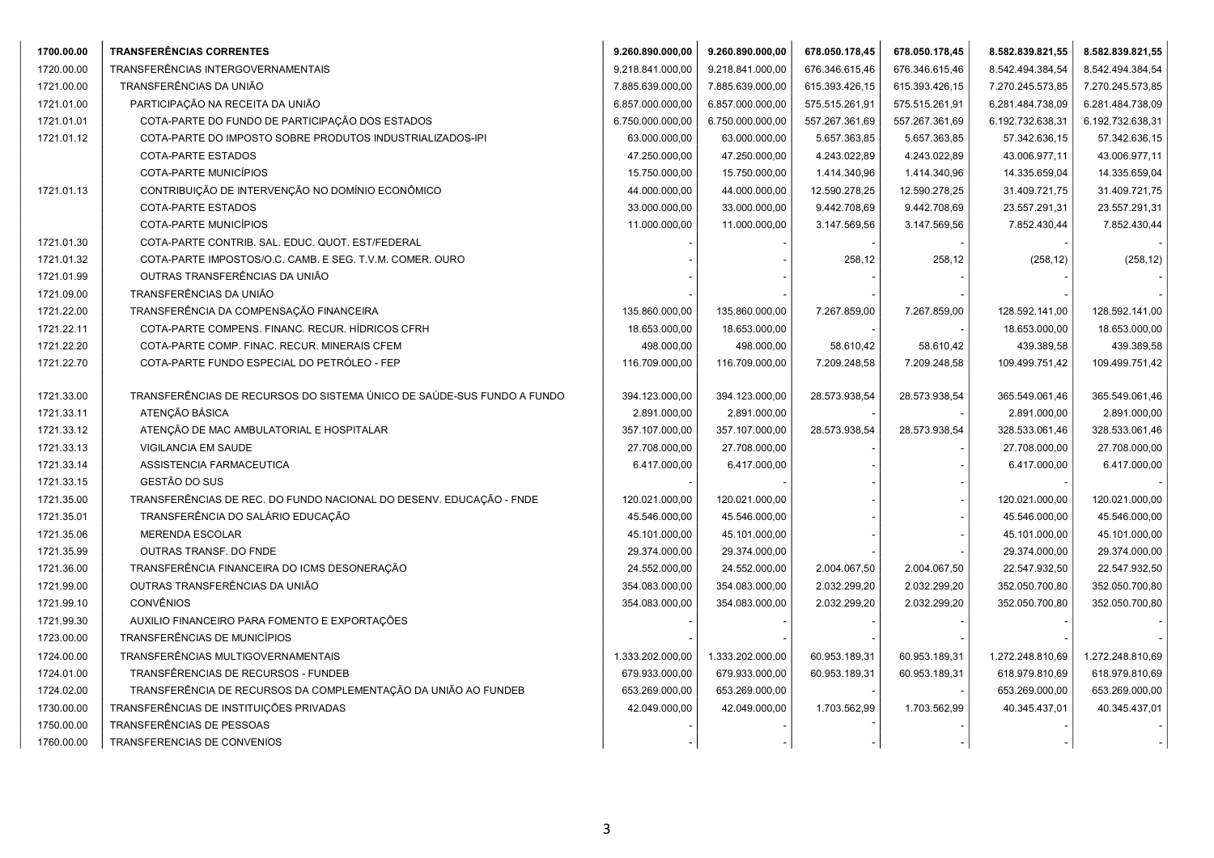| | | | | | | | |
|---|---|---|---|---|---|---|---|
| **1700.00.00** | **TRANSFERÊNCIAS CORRENTES** | **9.260.890.000,00** | **9.260.890.000,00** | **678.050.178,45** | **678.050.178,45** | **8.582.839.821,55** | **8.582.839.821,55** |
| 1720.00.00 | TRANSFERÊNCIAS INTERGOVERNAMENTAIS | 9.218.841.000,00 | 9.218.841.000,00 | 676.346.615,46 | 676.346.615,46 | 8.542.494.384,54 | 8.542.494.384,54 |
| 1721.00.00 | TRANSFERÊNCIAS DA UNIÃO | 7.885.639.000,00 | 7.885.639.000,00 | 615.393.426,15 | 615.393.426,15 | 7.270.245.573,85 | 7.270.245.573,85 |
| 1721.01.00 | PARTICIPAÇÃO NA RECEITA DA UNIÃO | 6.857.000.000,00 | 6.857.000.000,00 | 575.515.261,91 | 575.515.261,91 | 6.281.484.738,09 | 6.281.484.738,09 |
| 1721.01.01 | COTA-PARTE DO FUNDO DE PARTICIPAÇÃO DOS ESTADOS | 6.750.000.000,00 | 6.750.000.000,00 | 557.267.361,69 | 557.267.361,69 | 6.192.732.638,31 | 6.192.732.638,31 |
| 1721.01.12 | COTA-PARTE DO IMPOSTO SOBRE PRODUTOS INDUSTRIALIZADOS-IPI | 63.000.000,00 | 63.000.000,00 | 5.657.363,85 | 5.657.363,85 | 57.342.636,15 | 57.342.636,15 |
| | COTA-PARTE ESTADOS | 47.250.000,00 | 47.250.000,00 | 4.243.022,89 | 4.243.022,89 | 43.006.977,11 | 43.006.977,11 |
| | COTA-PARTE MUNICÍPIOS | 15.750.000,00 | 15.750.000,00 | 1.414.340,96 | 1.414.340,96 | 14.335.659,04 | 14.335.659,04 |
| 1721.01.13 | CONTRIBUIÇÃO DE INTERVENÇÃO NO DOMÍNIO ECONÔMICO | 44.000.000,00 | 44.000.000,00 | 12.590.278,25 | 12.590.278,25 | 31.409.721,75 | 31.409.721,75 |
| | COTA-PARTE ESTADOS | 33.000.000,00 | 33.000.000,00 | 9.442.708,69 | 9.442.708,69 | 23.557.291,31 | 23.557.291,31 |
| | COTA-PARTE MUNICÍPIOS | 11.000.000,00 | 11.000.000,00 | 3.147.569,56 | 3.147.569,56 | 7.852.430,44 | 7.852.430,44 |
| 1721.01.30 | COTA-PARTE CONTRIB. SAL. EDUC. QUOT. EST/FEDERAL | - | - | - | - | - | - |
| 1721.01.32 | COTA-PARTE IMPOSTOS/O.C. CAMB. E SEG. T.V.M. COMER. OURO | - | - | 258,12 | 258,12 | (258,12) | (258,12) |
| 1721.01.99 | OUTRAS TRANSFERÊNCIAS DA UNIÃO | - | - | - | - | - | - |
| 1721.09.00 | TRANSFERÊNCIAS DA UNIÃO | - | - | - | - | - | - |
| 1721.22.00 | TRANSFERÊNCIA DA COMPENSAÇÃO FINANCEIRA | 135.860.000,00 | 135.860.000,00 | 7.267.859,00 | 7.267.859,00 | 128.592.141,00 | 128.592.141,00 |
| 1721.22.11 | COTA-PARTE COMPENS. FINANC. RECUR. HÍDRICOS CFRH | 18.653.000,00 | 18.653.000,00 | - | - | 18.653.000,00 | 18.653.000,00 |
| 1721.22.20 | COTA-PARTE COMP. FINAC. RECUR. MINERAIS CFEM | 498.000,00 | 498.000,00 | 58.610,42 | 58.610,42 | 439.389,58 | 439.389,58 |
| 1721.22.70 | COTA-PARTE FUNDO ESPECIAL DO PETRÓLEO - FEP | 116.709.000,00 | 116.709.000,00 | 7.209.248,58 | 7.209.248,58 | 109.499.751,42 | 109.499.751,42 |
| 1721.33.00 | TRANSFERÊNCIAS DE RECURSOS DO SISTEMA ÚNICO DE SAÚDE-SUS FUNDO A FUNDO | 394.123.000,00 | 394.123.000,00 | 28.573.938,54 | 28.573.938,54 | 365.549.061,46 | 365.549.061,46 |
| 1721.33.11 | ATENÇÃO BÁSICA | 2.891.000,00 | 2.891.000,00 | - | - | 2.891.000,00 | 2.891.000,00 |
| 1721.33.12 | ATENÇÃO DE MAC AMBULATORIAL E HOSPITALAR | 357.107.000,00 | 357.107.000,00 | 28.573.938,54 | 28.573.938,54 | 328.533.061,46 | 328.533.061,46 |
| 1721.33.13 | VIGILANCIA EM SAUDE | 27.708.000,00 | 27.708.000,00 | - | - | 27.708.000,00 | 27.708.000,00 |
| 1721.33.14 | ASSISTENCIA FARMACEUTICA | 6.417.000,00 | 6.417.000,00 | - | - | 6.417.000,00 | 6.417.000,00 |
| 1721.33.15 | GESTÃO DO SUS | - | - | - | - | - | - |
| 1721.35.00 | TRANSFERÊNCIAS DE REC. DO FUNDO NACIONAL DO DESENV. EDUCAÇÃO - FNDE | 120.021.000,00 | 120.021.000,00 | - | - | 120.021.000,00 | 120.021.000,00 |
| 1721.35.01 | TRANSFERÊNCIA DO SALÁRIO EDUCAÇÃO | 45.546.000,00 | 45.546.000,00 | - | - | 45.546.000,00 | 45.546.000,00 |
| 1721.35.06 | MERENDA ESCOLAR | 45.101.000,00 | 45.101.000,00 | - | - | 45.101.000,00 | 45.101.000,00 |
| 1721.35.99 | OUTRAS TRANSF. DO FNDE | 29.374.000,00 | 29.374.000,00 | - | - | 29.374.000,00 | 29.374.000,00 |
| 1721.36.00 | TRANSFERÊNCIA FINANCEIRA DO ICMS DESONERAÇÃO | 24.552.000,00 | 24.552.000,00 | 2.004.067,50 | 2.004.067,50 | 22.547.932,50 | 22.547.932,50 |
| 1721.99.00 | OUTRAS TRANSFERÊNCIAS DA UNIÃO | 354.083.000,00 | 354.083.000,00 | 2.032.299,20 | 2.032.299,20 | 352.050.700,80 | 352.050.700,80 |
| 1721.99.10 | CONVÊNIOS | 354.083.000,00 | 354.083.000,00 | 2.032.299,20 | 2.032.299,20 | 352.050.700,80 | 352.050.700,80 |
| 1721.99.30 | AUXILIO FINANCEIRO PARA FOMENTO E EXPORTAÇÕES | - | - | - | - | - | - |
| 1723.00.00 | TRANSFERÊNCIAS DE MUNICÍPIOS | - | - | - | - | - | - |
| 1724.00.00 | TRANSFERÊNCIAS MULTIGOVERNAMENTAIS | 1.333.202.000,00 | 1.333.202.000,00 | 60.953.189,31 | 60.953.189,31 | 1.272.248.810,69 | 1.272.248.810,69 |
| 1724.01.00 | TRANSFÊRENCIAS DE RECURSOS - FUNDEB | 679.933.000,00 | 679.933.000,00 | 60.953.189,31 | 60.953.189,31 | 618.979.810,69 | 618.979.810,69 |
| 1724.02.00 | TRANSFERÊNCIA DE RECURSOS DA COMPLEMENTAÇÃO DA UNIÃO AO FUNDEB | 653.269.000,00 | 653.269.000,00 | - | - | 653.269.000,00 | 653.269.000,00 |
| 1730.00.00 | TRANSFERÊNCIAS DE INSTITUIÇÕES PRIVADAS | 42.049.000,00 | 42.049.000,00 | 1.703.562,99 | 1.703.562,99 | 40.345.437,01 | 40.345.437,01 |
| 1750.00.00 | TRANSFERÊNCIAS DE PESSOAS | - | - | - | - | - | - |
| 1760.00.00 | TRANSFERENCIAS DE CONVENIOS | - | - | - | - | - | - |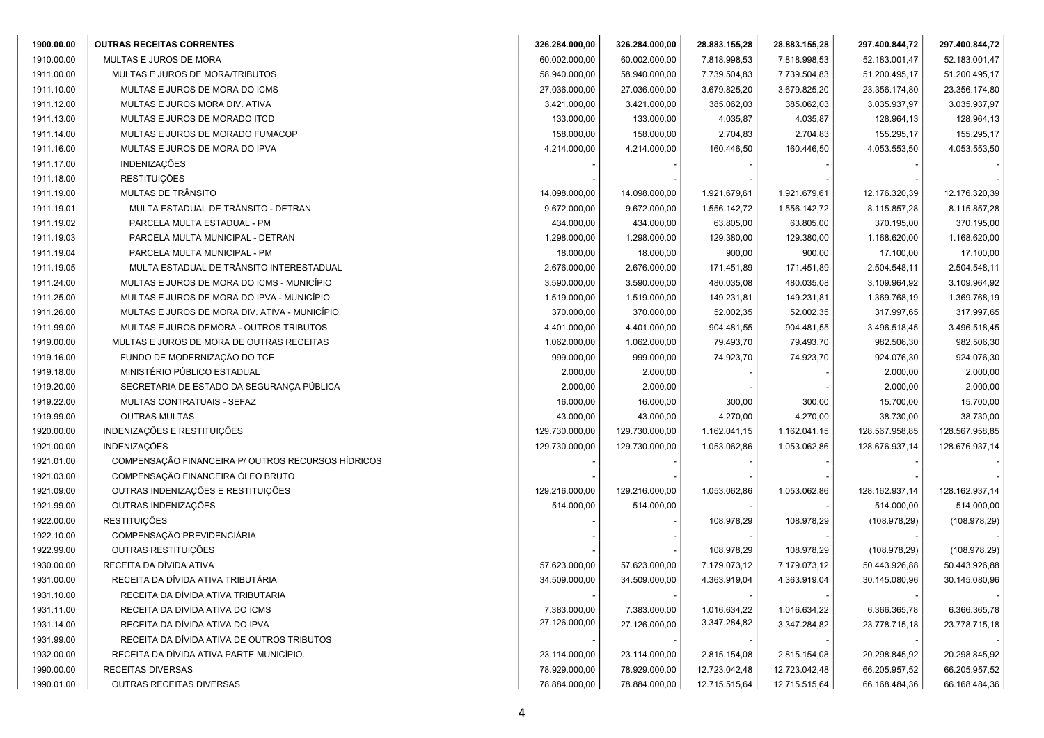| | | | | | | | |
|---|---|---|---|---|---|---|---|
| **1900.00.00** | **OUTRAS RECEITAS CORRENTES** | **326.284.000,00** | **326.284.000,00** | **28.883.155,28** | **28.883.155,28** | **297.400.844,72** | **297.400.844,72** |
| 1910.00.00 | MULTAS E JUROS DE MORA | 60.002.000,00 | 60.002.000,00 | 7.818.998,53 | 7.818.998,53 | 52.183.001,47 | 52.183.001,47 |
| 1911.00.00 | MULTAS E JUROS DE MORA/TRIBUTOS | 58.940.000,00 | 58.940.000,00 | 7.739.504,83 | 7.739.504,83 | 51.200.495,17 | 51.200.495,17 |
| 1911.10.00 | MULTAS E JUROS DE MORA DO ICMS | 27.036.000,00 | 27.036.000,00 | 3.679.825,20 | 3.679.825,20 | 23.356.174,80 | 23.356.174,80 |
| 1911.12.00 | MULTAS E JUROS MORA DIV. ATIVA | 3.421.000,00 | 3.421.000,00 | 385.062,03 | 385.062,03 | 3.035.937,97 | 3.035.937,97 |
| 1911.13.00 | MULTAS E JUROS DE MORADO ITCD | 133.000,00 | 133.000,00 | 4.035,87 | 4.035,87 | 128.964,13 | 128.964,13 |
| 1911.14.00 | MULTAS E JUROS DE MORADO FUMACOP | 158.000,00 | 158.000,00 | 2.704,83 | 2.704,83 | 155.295,17 | 155.295,17 |
| 1911.16.00 | MULTAS E JUROS DE MORA DO IPVA | 4.214.000,00 | 4.214.000,00 | 160.446,50 | 160.446,50 | 4.053.553,50 | 4.053.553,50 |
| 1911.17.00 | INDENIZAÇÕES | - | - | - | - | - | - |
| 1911.18.00 | RESTITUIÇÕES | - | - | - | - | - | - |
| 1911.19.00 | MULTAS DE TRÂNSITO | 14.098.000,00 | 14.098.000,00 | 1.921.679,61 | 1.921.679,61 | 12.176.320,39 | 12.176.320,39 |
| 1911.19.01 | MULTA ESTADUAL DE TRÂNSITO - DETRAN | 9.672.000,00 | 9.672.000,00 | 1.556.142,72 | 1.556.142,72 | 8.115.857,28 | 8.115.857,28 |
| 1911.19.02 | PARCELA MULTA ESTADUAL - PM | 434.000,00 | 434.000,00 | 63.805,00 | 63.805,00 | 370.195,00 | 370.195,00 |
| 1911.19.03 | PARCELA MULTA MUNICIPAL - DETRAN | 1.298.000,00 | 1.298.000,00 | 129.380,00 | 129.380,00 | 1.168.620,00 | 1.168.620,00 |
| 1911.19.04 | PARCELA MULTA MUNICIPAL - PM | 18.000,00 | 18.000,00 | 900,00 | 900,00 | 17.100,00 | 17.100,00 |
| 1911.19.05 | MULTA ESTADUAL DE TRÂNSITO INTERESTADUAL | 2.676.000,00 | 2.676.000,00 | 171.451,89 | 171.451,89 | 2.504.548,11 | 2.504.548,11 |
| 1911.24.00 | MULTAS E JUROS DE MORA DO ICMS - MUNICÍPIO | 3.590.000,00 | 3.590.000,00 | 480.035,08 | 480.035,08 | 3.109.964,92 | 3.109.964,92 |
| 1911.25.00 | MULTAS E JUROS DE MORA DO IPVA - MUNICÍPIO | 1.519.000,00 | 1.519.000,00 | 149.231,81 | 149.231,81 | 1.369.768,19 | 1.369.768,19 |
| 1911.26.00 | MULTAS E JUROS DE MORA DIV. ATIVA - MUNICÍPIO | 370.000,00 | 370.000,00 | 52.002,35 | 52.002,35 | 317.997,65 | 317.997,65 |
| 1911.99.00 | MULTAS E JUROS DEMORA - OUTROS TRIBUTOS | 4.401.000,00 | 4.401.000,00 | 904.481,55 | 904.481,55 | 3.496.518,45 | 3.496.518,45 |
| 1919.00.00 | MULTAS E JUROS DE MORA DE OUTRAS RECEITAS | 1.062.000,00 | 1.062.000,00 | 79.493,70 | 79.493,70 | 982.506,30 | 982.506,30 |
| 1919.16.00 | FUNDO DE MODERNIZAÇÃO DO TCE | 999.000,00 | 999.000,00 | 74.923,70 | 74.923,70 | 924.076,30 | 924.076,30 |
| 1919.18.00 | MINISTÉRIO PÚBLICO ESTADUAL | 2.000,00 | 2.000,00 | - | - | 2.000,00 | 2.000,00 |
| 1919.20.00 | SECRETARIA DE ESTADO DA SEGURANÇA PÚBLICA | 2.000,00 | 2.000,00 | - | - | 2.000,00 | 2.000,00 |
| 1919.22.00 | MULTAS CONTRATUAIS - SEFAZ | 16.000,00 | 16.000,00 | 300,00 | 300,00 | 15.700,00 | 15.700,00 |
| 1919.99.00 | OUTRAS MULTAS | 43.000,00 | 43.000,00 | 4.270,00 | 4.270,00 | 38.730,00 | 38.730,00 |
| 1920.00.00 | INDENIZAÇÕES E RESTITUIÇÕES | 129.730.000,00 | 129.730.000,00 | 1.162.041,15 | 1.162.041,15 | 128.567.958,85 | 128.567.958,85 |
| 1921.00.00 | INDENIZAÇÕES | 129.730.000,00 | 129.730.000,00 | 1.053.062,86 | 1.053.062,86 | 128.676.937,14 | 128.676.937,14 |
| 1921.01.00 | COMPENSAÇÃO FINANCEIRA P/ OUTROS RECURSOS HÍDRICOS | - | - | - | - | - | - |
| 1921.03.00 | COMPENSAÇÃO FINANCEIRA ÓLEO BRUTO | - | - | - | - | - | - |
| 1921.09.00 | OUTRAS INDENIZAÇÕES E RESTITUIÇÕES | 129.216.000,00 | 129.216.000,00 | 1.053.062,86 | 1.053.062,86 | 128.162.937,14 | 128.162.937,14 |
| 1921.99.00 | OUTRAS INDENIZAÇÕES | 514.000,00 | 514.000,00 | - | - | 514.000,00 | 514.000,00 |
| 1922.00.00 | RESTITUIÇÕES | - | - | 108.978,29 | 108.978,29 | (108.978,29) | (108.978,29) |
| 1922.10.00 | COMPENSAÇÃO PREVIDENCIÁRIA | - | - | - | - | - | - |
| 1922.99.00 | OUTRAS RESTITUIÇÕES | - | - | 108.978,29 | 108.978,29 | (108.978,29) | (108.978,29) |
| 1930.00.00 | RECEITA DA DÍVIDA ATIVA | 57.623.000,00 | 57.623.000,00 | 7.179.073,12 | 7.179.073,12 | 50.443.926,88 | 50.443.926,88 |
| 1931.00.00 | RECEITA DA DÍVIDA ATIVA TRIBUTÁRIA | 34.509.000,00 | 34.509.000,00 | 4.363.919,04 | 4.363.919,04 | 30.145.080,96 | 30.145.080,96 |
| 1931.10.00 | RECEITA DA DÍVIDA ATIVA TRIBUTARIA | - | - | - | - | - | - |
| 1931.11.00 | RECEITA DA DIVIDA ATIVA DO ICMS | 7.383.000,00 | 7.383.000,00 | 1.016.634,22 | 1.016.634,22 | 6.366.365,78 | 6.366.365,78 |
| 1931.14.00 | RECEITA DA DÍVIDA ATIVA DO IPVA | 27.126.000,00 | 27.126.000,00 | 3.347.284,82 | 3.347.284,82 | 23.778.715,18 | 23.778.715,18 |
| 1931.99.00 | RECEITA DA DÍVIDA ATIVA DE OUTROS TRIBUTOS | - | - | - | - | - | - |
| 1932.00.00 | RECEITA DA DÍVIDA ATIVA PARTE MUNICÍPIO. | 23.114.000,00 | 23.114.000,00 | 2.815.154,08 | 2.815.154,08 | 20.298.845,92 | 20.298.845,92 |
| 1990.00.00 | RECEITAS DIVERSAS | 78.929.000,00 | 78.929.000,00 | 12.723.042,48 | 12.723.042,48 | 66.205.957,52 | 66.205.957,52 |
| 1990.01.00 | OUTRAS RECEITAS DIVERSAS | 78.884.000,00 | 78.884.000,00 | 12.715.515,64 | 12.715.515,64 | 66.168.484,36 | 66.168.484,36 |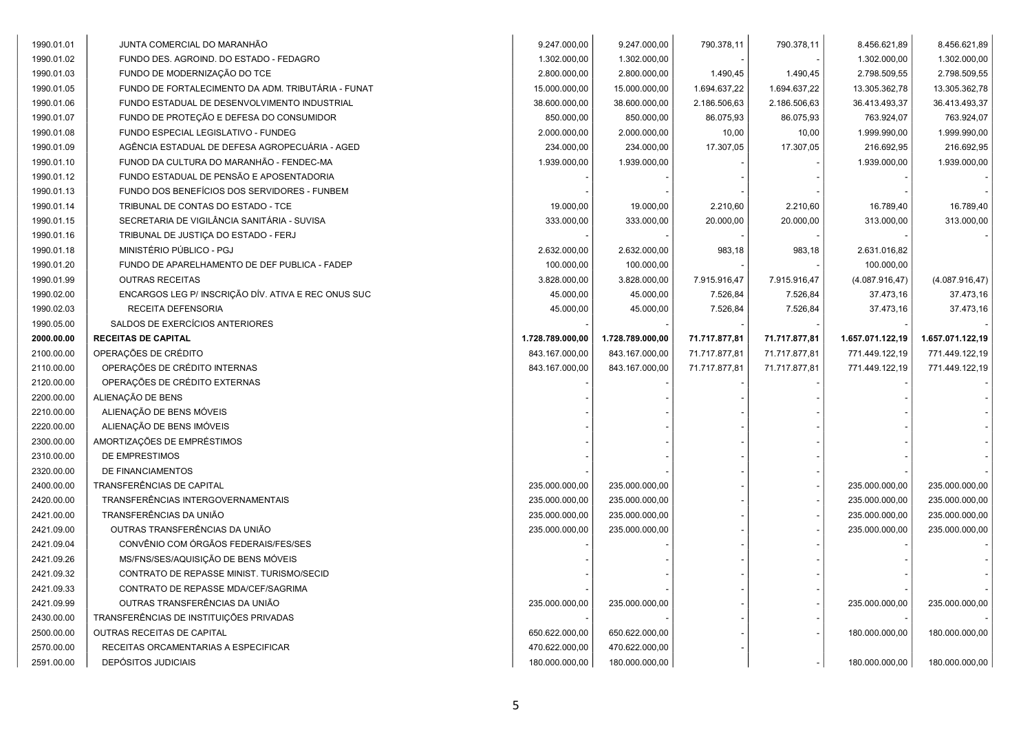| | | | | | | | |
|---|---|---|---|---|---|---|---|
| 1990.01.01 | JUNTA COMERCIAL DO MARANHÃO | 9.247.000,00 | 9.247.000,00 | 790.378,11 | 790.378,11 | 8.456.621,89 | 8.456.621,89 |
| 1990.01.02 | FUNDO DES. AGROIND. DO ESTADO - FEDAGRO | 1.302.000,00 | 1.302.000,00 | - | - | 1.302.000,00 | 1.302.000,00 |
| 1990.01.03 | FUNDO DE MODERNIZAÇÃO DO TCE | 2.800.000,00 | 2.800.000,00 | 1.490,45 | 1.490,45 | 2.798.509,55 | 2.798.509,55 |
| 1990.01.05 | FUNDO DE FORTALECIMENTO DA ADM. TRIBUTÁRIA - FUNAT | 15.000.000,00 | 15.000.000,00 | 1.694.637,22 | 1.694.637,22 | 13.305.362,78 | 13.305.362,78 |
| 1990.01.06 | FUNDO ESTADUAL DE DESENVOLVIMENTO INDUSTRIAL | 38.600.000,00 | 38.600.000,00 | 2.186.506,63 | 2.186.506,63 | 36.413.493,37 | 36.413.493,37 |
| 1990.01.07 | FUNDO DE PROTEÇÃO E DEFESA DO CONSUMIDOR | 850.000,00 | 850.000,00 | 86.075,93 | 86.075,93 | 763.924,07 | 763.924,07 |
| 1990.01.08 | FUNDO ESPECIAL LEGISLATIVO - FUNDEG | 2.000.000,00 | 2.000.000,00 | 10,00 | 10,00 | 1.999.990,00 | 1.999.990,00 |
| 1990.01.09 | AGÊNCIA ESTADUAL DE DEFESA AGROPECUÁRIA - AGED | 234.000,00 | 234.000,00 | 17.307,05 | 17.307,05 | 216.692,95 | 216.692,95 |
| 1990.01.10 | FUNOD DA CULTURA DO MARANHÃO - FENDEC-MA | 1.939.000,00 | 1.939.000,00 | - | - | 1.939.000,00 | 1.939.000,00 |
| 1990.01.12 | FUNDO ESTADUAL DE PENSÃO E APOSENTADORIA | - | - | - | - | - | - |
| 1990.01.13 | FUNDO DOS BENEFÍCIOS DOS SERVIDORES - FUNBEM | - | - | - | - | - | - |
| 1990.01.14 | TRIBUNAL DE CONTAS DO ESTADO - TCE | 19.000,00 | 19.000,00 | 2.210,60 | 2.210,60 | 16.789,40 | 16.789,40 |
| 1990.01.15 | SECRETARIA DE VIGILÂNCIA SANITÁRIA - SUVISA | 333.000,00 | 333.000,00 | 20.000,00 | 20.000,00 | 313.000,00 | 313.000,00 |
| 1990.01.16 | TRIBUNAL DE JUSTIÇA DO ESTADO - FERJ | - | - | - | - | - | - |
| 1990.01.18 | MINISTÉRIO PÚBLICO - PGJ | 2.632.000,00 | 2.632.000,00 | 983,18 | 983,18 | 2.631.016,82 | |
| 1990.01.20 | FUNDO DE APARELHAMENTO DE DEF PUBLICA - FADEP | 100.000,00 | 100.000,00 | - | - | 100.000,00 | |
| 1990.01.99 | OUTRAS RECEITAS | 3.828.000,00 | 3.828.000,00 | 7.915.916,47 | 7.915.916,47 | (4.087.916,47) | (4.087.916,47) |
| 1990.02.00 | ENCARGOS LEG P/ INSCRIÇÃO DÍV. ATIVA E REC ONUS SUC | 45.000,00 | 45.000,00 | 7.526,84 | 7.526,84 | 37.473,16 | 37.473,16 |
| 1990.02.03 | RECEITA DEFENSORIA | 45.000,00 | 45.000,00 | 7.526,84 | 7.526,84 | 37.473,16 | 37.473,16 |
| 1990.05.00 | SALDOS DE EXERCÍCIOS ANTERIORES | - | - | - | - | - | - |
| **2000.00.00** | **RECEITAS DE CAPITAL** | **1.728.789.000,00** | **1.728.789.000,00** | **71.717.877,81** | **71.717.877,81** | **1.657.071.122,19** | **1.657.071.122,19** |
| 2100.00.00 | OPERAÇÕES DE CRÉDITO | 843.167.000,00 | 843.167.000,00 | 71.717.877,81 | 71.717.877,81 | 771.449.122,19 | 771.449.122,19 |
| 2110.00.00 | OPERAÇÕES DE CRÉDITO INTERNAS | 843.167.000,00 | 843.167.000,00 | 71.717.877,81 | 71.717.877,81 | 771.449.122,19 | 771.449.122,19 |
| 2120.00.00 | OPERAÇÕES DE CRÉDITO EXTERNAS | - | - | - | - | - | - |
| 2200.00.00 | ALIENAÇÃO DE BENS | - | - | - | - | - | - |
| 2210.00.00 | ALIENAÇÃO DE BENS MÓVEIS | - | - | - | - | - | - |
| 2220.00.00 | ALIENAÇÃO DE BENS IMÓVEIS | - | - | - | - | - | - |
| 2300.00.00 | AMORTIZAÇÕES DE EMPRÉSTIMOS | - | - | - | - | - | - |
| 2310.00.00 | DE EMPRESTIMOS | - | - | - | - | - | - |
| 2320.00.00 | DE FINANCIAMENTOS | - | - | - | - | - | - |
| 2400.00.00 | TRANSFERÊNCIAS DE CAPITAL | 235.000.000,00 | 235.000.000,00 | - | - | 235.000.000,00 | 235.000.000,00 |
| 2420.00.00 | TRANSFERÊNCIAS INTERGOVERNAMENTAIS | 235.000.000,00 | 235.000.000,00 | - | - | 235.000.000,00 | 235.000.000,00 |
| 2421.00.00 | TRANSFERÊNCIAS DA UNIÃO | 235.000.000,00 | 235.000.000,00 | - | - | 235.000.000,00 | 235.000.000,00 |
| 2421.09.00 | OUTRAS TRANSFERÊNCIAS DA UNIÃO | 235.000.000,00 | 235.000.000,00 | - | - | 235.000.000,00 | 235.000.000,00 |
| 2421.09.04 | CONVÊNIO COM ÓRGÃOS FEDERAIS/FES/SES | - | - | - | - | - | - |
| 2421.09.26 | MS/FNS/SES/AQUISIÇÃO DE BENS MÓVEIS | - | - | - | - | - | - |
| 2421.09.32 | CONTRATO DE REPASSE MINIST. TURISMO/SECID | - | - | - | - | - | - |
| 2421.09.33 | CONTRATO DE REPASSE MDA/CEF/SAGRIMA | - | - | - | - | - | - |
| 2421.09.99 | OUTRAS TRANSFERÊNCIAS DA UNIÃO | 235.000.000,00 | 235.000.000,00 | - | - | 235.000.000,00 | 235.000.000,00 |
| 2430.00.00 | TRANSFERÊNCIAS DE INSTITUIÇÕES PRIVADAS | - | - | - | - | - | - |
| 2500.00.00 | OUTRAS RECEITAS DE CAPITAL | 650.622.000,00 | 650.622.000,00 | - | - | 180.000.000,00 | 180.000.000,00 |
| 2570.00.00 | RECEITAS ORCAMENTARIAS A ESPECIFICAR | 470.622.000,00 | 470.622.000,00 | - | | | |
| 2591.00.00 | DEPÓSITOS JUDICIAIS | 180.000.000,00 | 180.000.000,00 | | - | 180.000.000,00 | 180.000.000,00 |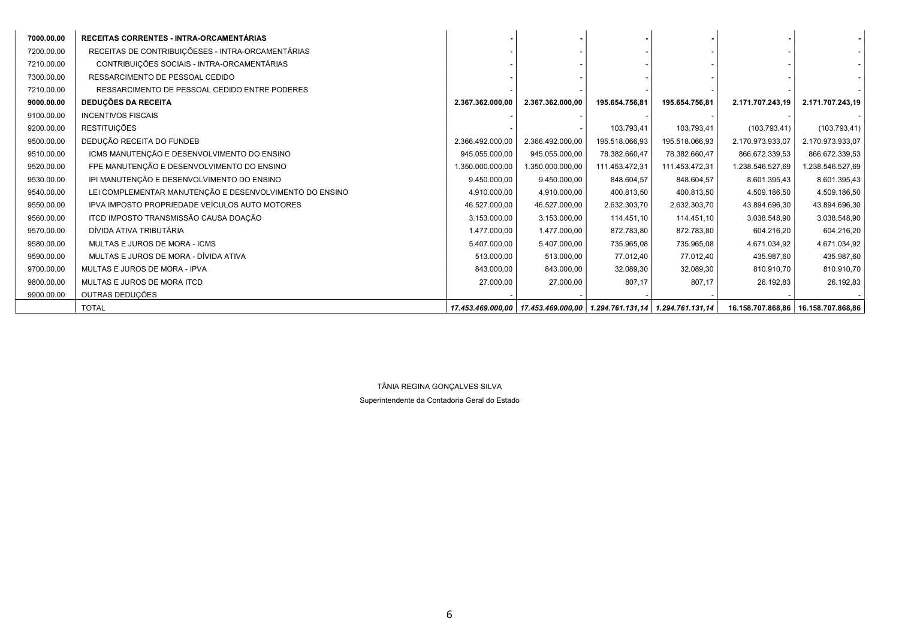| | | | | | | | |
|---|---|---|---|---|---|---|---|
| **7000.00.00** | **RECEITAS CORRENTES - INTRA-ORCAMENTÁRIAS** | **-** | **-** | **-** | **-** | **-** | **-** |
| 7200.00.00 | RECEITAS DE CONTRIBUIÇÕESES - INTRA-ORCAMENTÁRIAS | - | - | - | - | - | - |
| 7210.00.00 | CONTRIBUIÇÕES SOCIAIS - INTRA-ORCAMENTÁRIAS | - | - | - | - | - | - |
| 7300.00.00 | RESSARCIMENTO DE PESSOAL CEDIDO | - | - | - | - | - | - |
| 7210.00.00 | RESSARCIMENTO DE PESSOAL CEDIDO ENTRE PODERES | - | - | - | - | - | - |
| **9000.00.00** | **DEDUÇÕES DA RECEITA** | **2.367.362.000,00** | **2.367.362.000,00** | **195.654.756,81** | **195.654.756,81** | **2.171.707.243,19** | **2.171.707.243,19** |
| 9100.00.00 | INCENTIVOS FISCAIS | **-** | - | - | - | - | - |
| 9200.00.00 | RESTITUIÇÕES | - | - | 103.793,41 | 103.793,41 | (103.793,41) | (103.793,41) |
| 9500.00.00 | DEDUÇÃO RECEITA DO FUNDEB | 2.366.492.000,00 | 2.366.492.000,00 | 195.518.066,93 | 195.518.066,93 | 2.170.973.933,07 | 2.170.973.933,07 |
| 9510.00.00 | ICMS MANUTENÇÃO E DESENVOLVIMENTO DO ENSINO | 945.055.000,00 | 945.055.000,00 | 78.382.660,47 | 78.382.660,47 | 866.672.339,53 | 866.672.339,53 |
| 9520.00.00 | FPE MANUTENÇÃO E DESENVOLVIMENTO DO ENSINO | 1.350.000.000,00 | 1.350.000.000,00 | 111.453.472,31 | 111.453.472,31 | 1.238.546.527,69 | 1.238.546.527,69 |
| 9530.00.00 | IPI MANUTENÇÃO E DESENVOLVIMENTO DO ENSINO | 9.450.000,00 | 9.450.000,00 | 848.604,57 | 848.604,57 | 8.601.395,43 | 8.601.395,43 |
| 9540.00.00 | LEI COMPLEMENTAR MANUTENÇÃO E DESENVOLVIMENTO DO ENSINO | 4.910.000,00 | 4.910.000,00 | 400.813,50 | 400.813,50 | 4.509.186,50 | 4.509.186,50 |
| 9550.00.00 | IPVA IMPOSTO PROPRIEDADE VEÍCULOS AUTO MOTORES | 46.527.000,00 | 46.527.000,00 | 2.632.303,70 | 2.632.303,70 | 43.894.696,30 | 43.894.696,30 |
| 9560.00.00 | ITCD IMPOSTO TRANSMISSÃO CAUSA DOAÇÃO | 3.153.000,00 | 3.153.000,00 | 114.451,10 | 114.451,10 | 3.038.548,90 | 3.038.548,90 |
| 9570.00.00 | DÍVIDA ATIVA TRIBUTÁRIA | 1.477.000,00 | 1.477.000,00 | 872.783,80 | 872.783,80 | 604.216,20 | 604.216,20 |
| 9580.00.00 | MULTAS E JUROS DE MORA - ICMS | 5.407.000,00 | 5.407.000,00 | 735.965,08 | 735.965,08 | 4.671.034,92 | 4.671.034,92 |
| 9590.00.00 | MULTAS E JUROS DE MORA - DÍVIDA ATIVA | 513.000,00 | 513.000,00 | 77.012,40 | 77.012,40 | 435.987,60 | 435.987,60 |
| 9700.00.00 | MULTAS E JUROS DE MORA - IPVA | 843.000,00 | 843.000,00 | 32.089,30 | 32.089,30 | 810.910,70 | 810.910,70 |
| 9800.00.00 | MULTAS E JUROS DE MORA ITCD | 27.000,00 | 27.000,00 | 807,17 | 807,17 | 26.192,83 | 26.192,83 |
| 9900.00.00 | OUTRAS DEDUÇÕES | - | - | - | - | - | - |
| | TOTAL | *17.453.469.000,00* | *17.453.469.000,00* | *1.294.761.131,14* | *1.294.761.131,14* | 16.158.707.868,86 | 16.158.707.868,86 |

TÂNIA REGINA GONÇALVES SILVA

Superintendente da Contadoria Geral do Estado